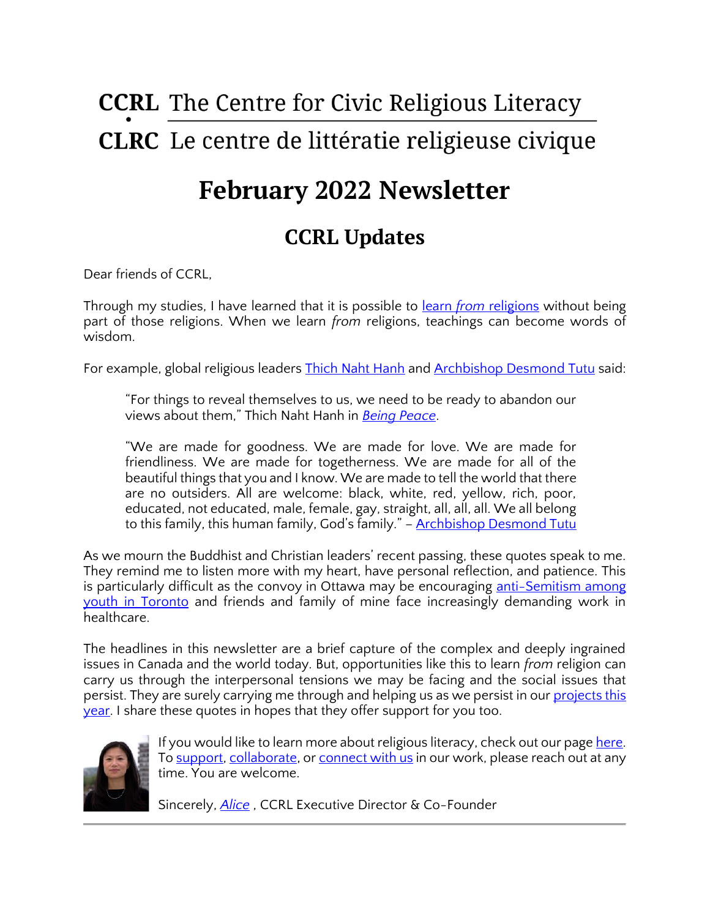**CCRL** The Centre for Civic Religious Literacy

**CLRC** Le centre de littératie religieuse civique

# February 2022 Newsletter

## CCRL Updates

Dear friends of CCRL,

Through my studies, I have learned that it is possible to learn *from* religions without being part of those religions. When we learn *from* religions, teachings can become words of wisdom.

For example, global religious leaders Thich Naht Hanh and Archbishop Desmond Tutu said:

> "For things to reveal themselves to us, we need to be ready to abandon our views about them," Thich Naht Hanh in *Being Peace*.
>
> "We are made for goodness. We are made for love. We are made for friendliness. We are made for togetherness. We are made for all of the beautiful things that you and I know. We are made to tell the world that there are no outsiders. All are welcome: black, white, red, yellow, rich, poor, educated, not educated, male, female, gay, straight, all, all, all. We all belong to this family, this human family, God's family." – Archbishop Desmond Tutu

As we mourn the Buddhist and Christian leaders' recent passing, these quotes speak to me. They remind me to listen more with my heart, have personal reflection, and patience. This is particularly difficult as the convoy in Ottawa may be encouraging anti-Semitism among youth in Toronto and friends and family of mine face increasingly demanding work in healthcare.

The headlines in this newsletter are a brief capture of the complex and deeply ingrained issues in Canada and the world today. But, opportunities like this to learn *from* religion can carry us through the interpersonal tensions we may be facing and the social issues that persist. They are surely carrying me through and helping us as we persist in our projects this year. I share these quotes in hopes that they offer support for you too.

If you would like to learn more about religious literacy, check out our page here. To support, collaborate, or connect with us in our work, please reach out at any time. You are welcome.

Sincerely, *Alice* , CCRL Executive Director & Co-Founder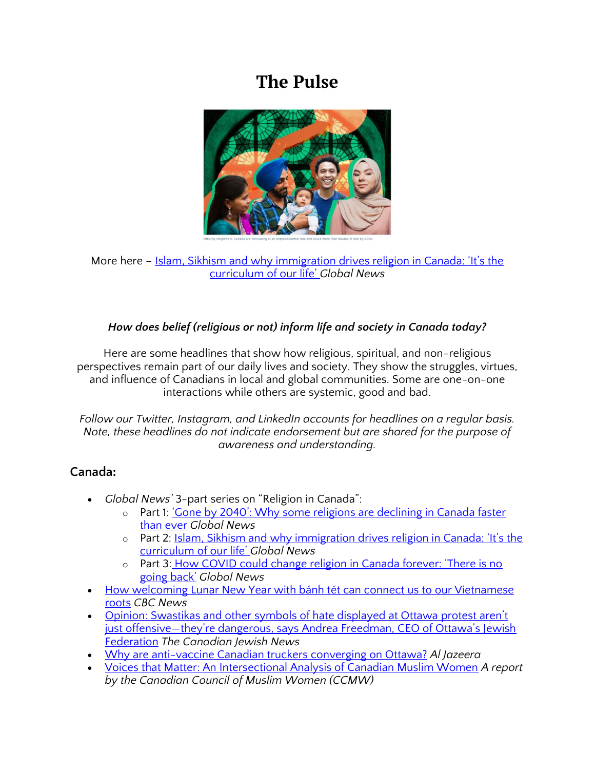# The Pulse

Minority religions in Canada are increasing at an unprecedented rate and could more than double in size by 2036.

More here – [Islam, Sikhism and why immigration drives religion in Canada: 'It's the curriculum of our life'](#) *Global News*

***How does belief (religious or not) inform life and society in Canada today?***

Here are some headlines that show how religious, spiritual, and non-religious perspectives remain part of our daily lives and society. They show the struggles, virtues, and influence of Canadians in local and global communities. Some are one-on-one interactions while others are systemic, good and bad.

*Follow our Twitter, Instagram, and LinkedIn accounts for headlines on a regular basis. Note, these headlines do not indicate endorsement but are shared for the purpose of awareness and understanding.*

## Canada:

- *Global News'* 3-part series on "Religion in Canada":
  - Part 1: ['Gone by 2040': Why some religions are declining in Canada faster than ever](#) *Global News*
  - Part 2: [Islam, Sikhism and why immigration drives religion in Canada: 'It's the curriculum of our life'](#) *Global News*
  - Part 3: [How COVID could change religion in Canada forever: 'There is no going back'](#) *Global News*
- [How welcoming Lunar New Year with bánh tét can connect us to our Vietnamese roots](#) *CBC News*
- [Opinion: Swastikas and other symbols of hate displayed at Ottawa protest aren't just offensive—they're dangerous, says Andrea Freedman, CEO of Ottawa's Jewish Federation](#) *The Canadian Jewish News*
- [Why are anti-vaccine Canadian truckers converging on Ottawa?](#) *Al Jazeera*
- [Voices that Matter: An Intersectional Analysis of Canadian Muslim Women](#) *A report by the Canadian Council of Muslim Women (CCMW)*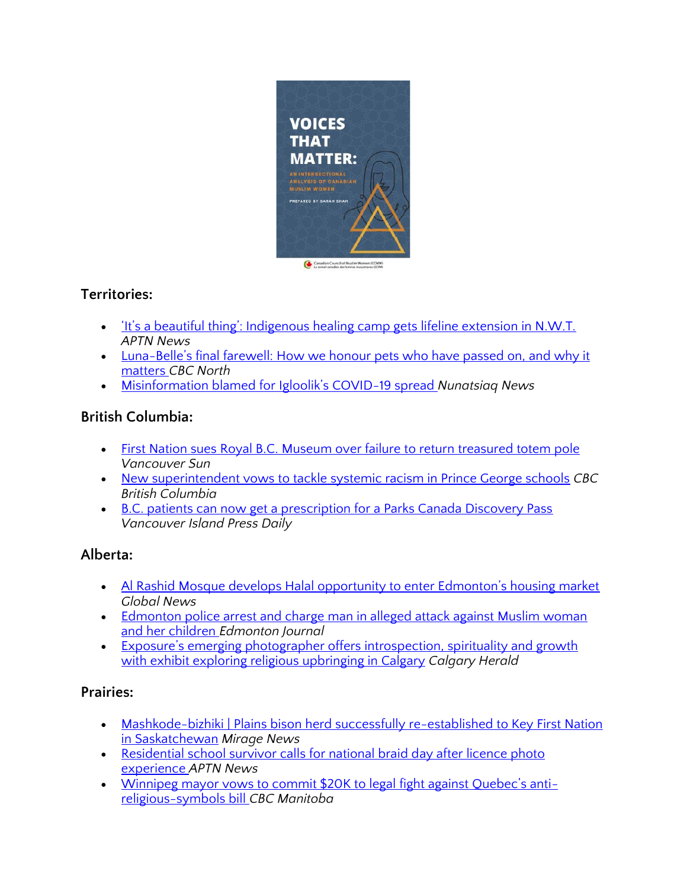## Territories:

- 'It's a beautiful thing': Indigenous healing camp gets lifeline extension in N.W.T. *APTN News*
- Luna-Belle's final farewell: How we honour pets who have passed on, and why it matters *CBC North*
- Misinformation blamed for Igloolik's COVID-19 spread *Nunatsiaq News*

## British Columbia:

- First Nation sues Royal B.C. Museum over failure to return treasured totem pole *Vancouver Sun*
- New superintendent vows to tackle systemic racism in Prince George schools *CBC British Columbia*
- B.C. patients can now get a prescription for a Parks Canada Discovery Pass *Vancouver Island Press Daily*

## Alberta:

- Al Rashid Mosque develops Halal opportunity to enter Edmonton's housing market *Global News*
- Edmonton police arrest and charge man in alleged attack against Muslim woman and her children *Edmonton Journal*
- Exposure's emerging photographer offers introspection, spirituality and growth with exhibit exploring religious upbringing in Calgary *Calgary Herald*

## Prairies:

- Mashkode-bizhiki | Plains bison herd successfully re-established to Key First Nation in Saskatchewan *Mirage News*
- Residential school survivor calls for national braid day after licence photo experience *APTN News*
- Winnipeg mayor vows to commit $20K to legal fight against Quebec's anti-religious-symbols bill *CBC Manitoba*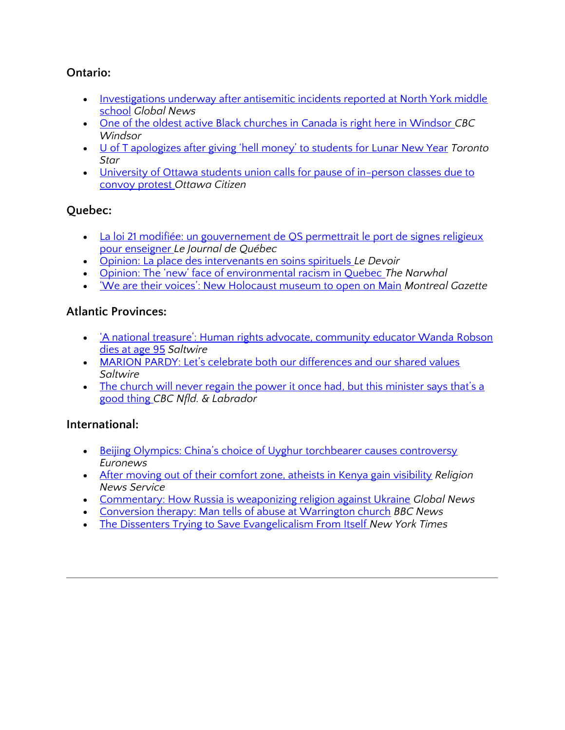### Ontario:

- Investigations underway after antisemitic incidents reported at North York middle school *Global News*
- One of the oldest active Black churches in Canada is right here in Windsor *CBC Windsor*
- U of T apologizes after giving 'hell money' to students for Lunar New Year *Toronto Star*
- University of Ottawa students union calls for pause of in-person classes due to convoy protest *Ottawa Citizen*

### Quebec:

- La loi 21 modifiée: un gouvernement de QS permettrait le port de signes religieux pour enseigner *Le Journal de Québec*
- Opinion: La place des intervenants en soins spirituels *Le Devoir*
- Opinion: The 'new' face of environmental racism in Quebec *The Narwhal*
- 'We are their voices': New Holocaust museum to open on Main *Montreal Gazette*

### Atlantic Provinces:

- 'A national treasure': Human rights advocate, community educator Wanda Robson dies at age 95 *Saltwire*
- MARION PARDY: Let's celebrate both our differences and our shared values *Saltwire*
- The church will never regain the power it once had, but this minister says that's a good thing *CBC Nfld. & Labrador*

### International:

- Beijing Olympics: China's choice of Uyghur torchbearer causes controversy *Euronews*
- After moving out of their comfort zone, atheists in Kenya gain visibility *Religion News Service*
- Commentary: How Russia is weaponizing religion against Ukraine *Global News*
- Conversion therapy: Man tells of abuse at Warrington church *BBC News*
- The Dissenters Trying to Save Evangelicalism From Itself *New York Times*

---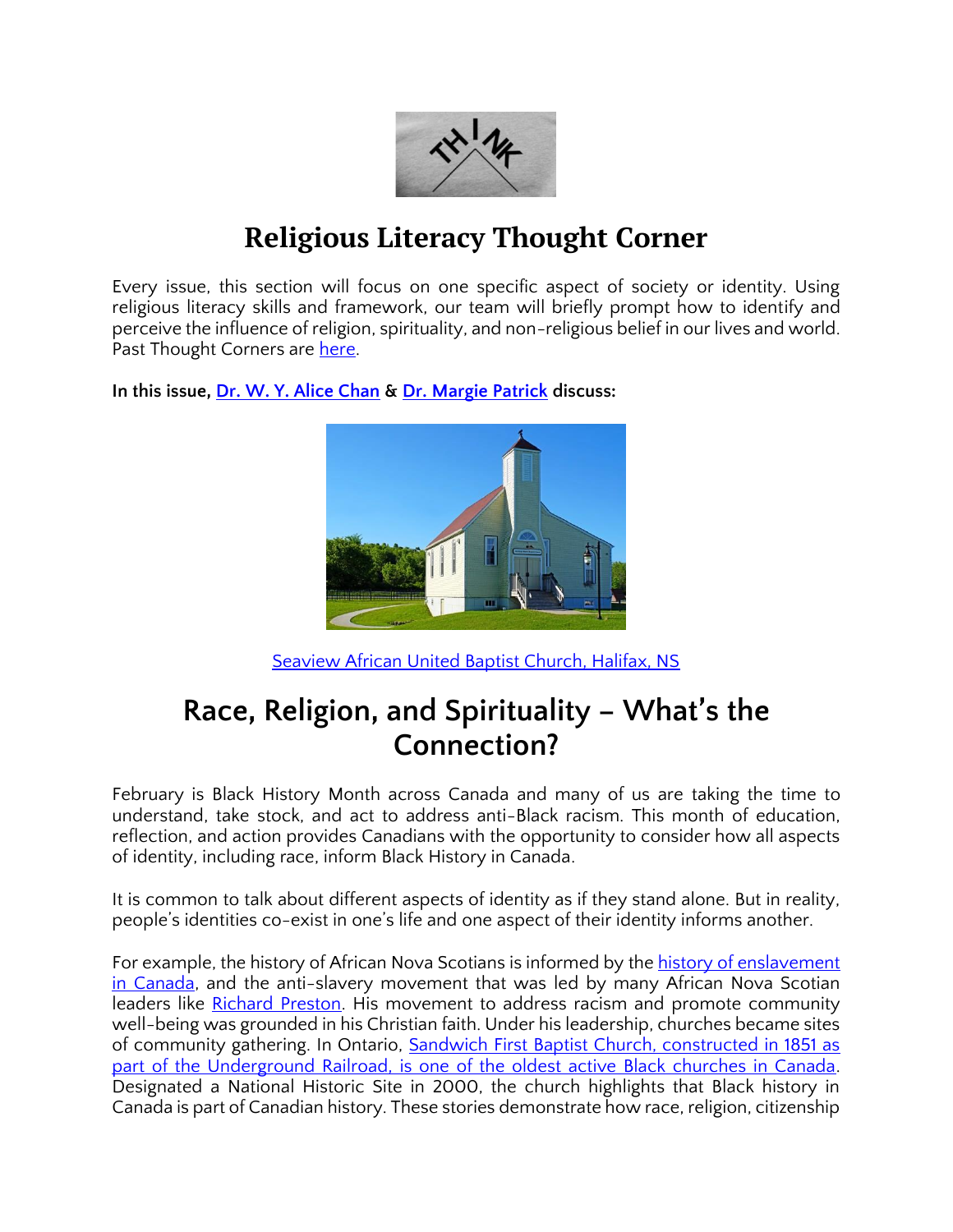# Religious Literacy Thought Corner

Every issue, this section will focus on one specific aspect of society or identity. Using religious literacy skills and framework, our team will briefly prompt how to identify and perceive the influence of religion, spirituality, and non-religious belief in our lives and world. Past Thought Corners are here.

**In this issue, Dr. W. Y. Alice Chan & Dr. Margie Patrick discuss:**

Seaview African United Baptist Church, Halifax, NS

## Race, Religion, and Spirituality – What's the Connection?

February is Black History Month across Canada and many of us are taking the time to understand, take stock, and act to address anti-Black racism. This month of education, reflection, and action provides Canadians with the opportunity to consider how all aspects of identity, including race, inform Black History in Canada.

It is common to talk about different aspects of identity as if they stand alone. But in reality, people's identities co-exist in one's life and one aspect of their identity informs another.

For example, the history of African Nova Scotians is informed by the history of enslavement in Canada, and the anti-slavery movement that was led by many African Nova Scotian leaders like Richard Preston. His movement to address racism and promote community well-being was grounded in his Christian faith. Under his leadership, churches became sites of community gathering. In Ontario, Sandwich First Baptist Church, constructed in 1851 as part of the Underground Railroad, is one of the oldest active Black churches in Canada. Designated a National Historic Site in 2000, the church highlights that Black history in Canada is part of Canadian history. These stories demonstrate how race, religion, citizenship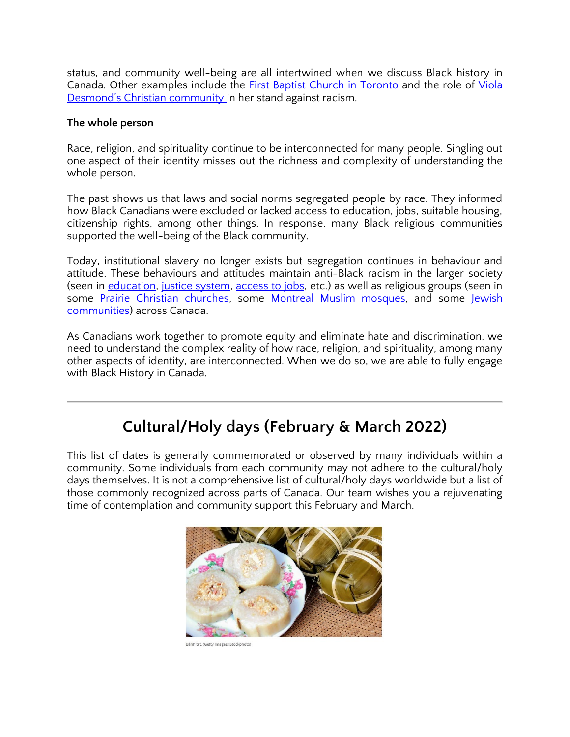status, and community well-being are all intertwined when we discuss Black history in Canada. Other examples include the First Baptist Church in Toronto and the role of Viola Desmond's Christian community in her stand against racism.

**The whole person**

Race, religion, and spirituality continue to be interconnected for many people. Singling out one aspect of their identity misses out the richness and complexity of understanding the whole person.

The past shows us that laws and social norms segregated people by race. They informed how Black Canadians were excluded or lacked access to education, jobs, suitable housing, citizenship rights, among other things. In response, many Black religious communities supported the well-being of the Black community.

Today, institutional slavery no longer exists but segregation continues in behaviour and attitude. These behaviours and attitudes maintain anti-Black racism in the larger society (seen in education, justice system, access to jobs, etc.) as well as religious groups (seen in some Prairie Christian churches, some Montreal Muslim mosques, and some Jewish communities) across Canada.

As Canadians work together to promote equity and eliminate hate and discrimination, we need to understand the complex reality of how race, religion, and spirituality, among many other aspects of identity, are interconnected. When we do so, we are able to fully engage with Black History in Canada.

---

## Cultural/Holy days (February & March 2022)

This list of dates is generally commemorated or observed by many individuals within a community. Some individuals from each community may not adhere to the cultural/holy days themselves. It is not a comprehensive list of cultural/holy days worldwide but a list of those commonly recognized across parts of Canada. Our team wishes you a rejuvenating time of contemplation and community support this February and March.

Bánh tét. (Getty Images/iStockphoto)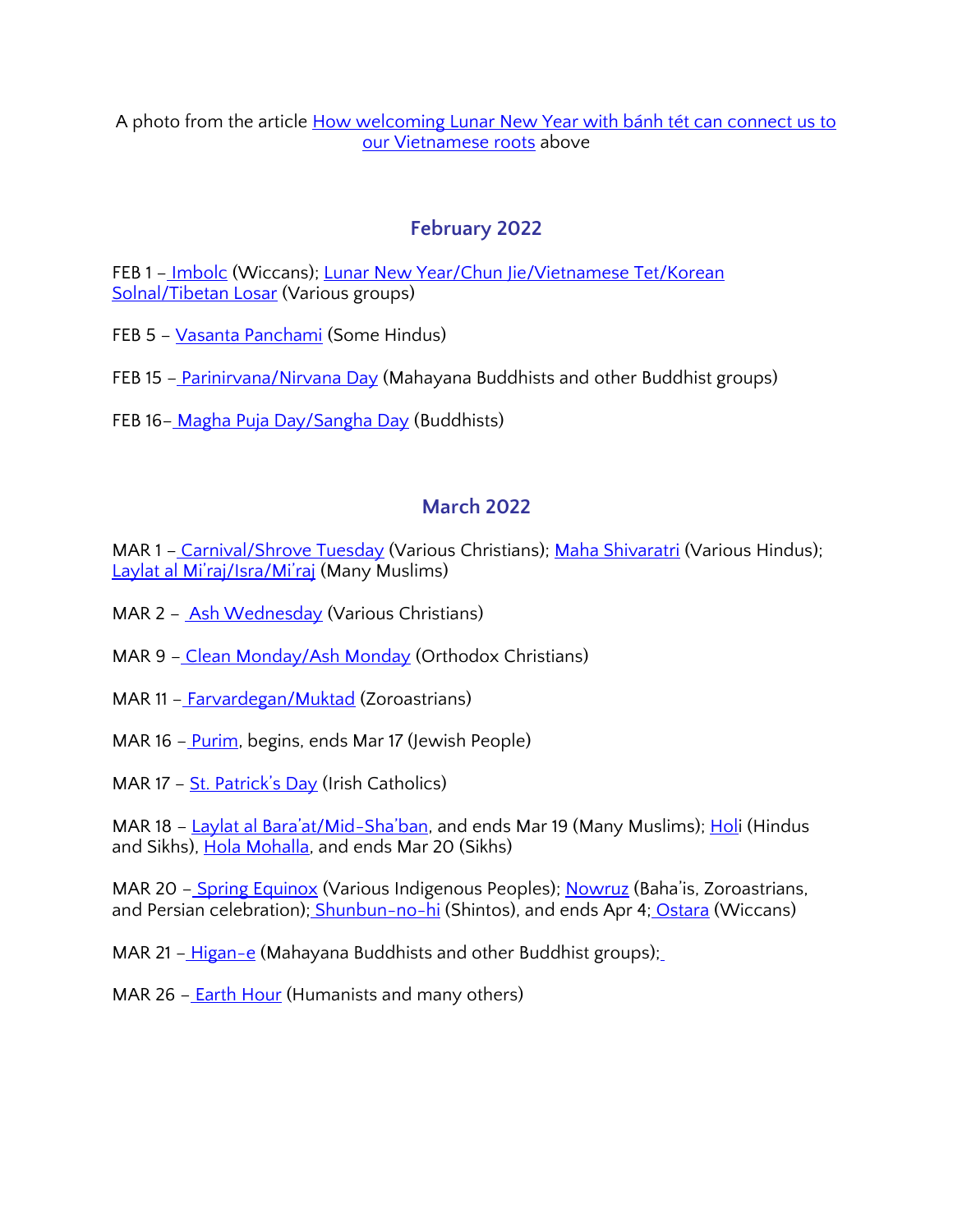A photo from the article How welcoming Lunar New Year with bánh tét can connect us to our Vietnamese roots above

## February 2022

FEB 1 – Imbolc (Wiccans); Lunar New Year/Chun Jie/Vietnamese Tet/Korean Solnal/Tibetan Losar (Various groups)

FEB 5 – Vasanta Panchami (Some Hindus)

FEB 15 – Parinirvana/Nirvana Day (Mahayana Buddhists and other Buddhist groups)

FEB 16– Magha Puja Day/Sangha Day (Buddhists)

## March 2022

MAR 1 – Carnival/Shrove Tuesday (Various Christians); Maha Shivaratri (Various Hindus); Laylat al Mi'raj/Isra/Mi'raj (Many Muslims)

MAR 2 – Ash Wednesday (Various Christians)

MAR 9 – Clean Monday/Ash Monday (Orthodox Christians)

MAR 11 – Farvardegan/Muktad (Zoroastrians)

MAR 16 – Purim, begins, ends Mar 17 (Jewish People)

MAR 17 – St. Patrick's Day (Irish Catholics)

MAR 18 – Laylat al Bara'at/Mid-Sha'ban, and ends Mar 19 (Many Muslims); Holi (Hindus and Sikhs), Hola Mohalla, and ends Mar 20 (Sikhs)

MAR 20 – Spring Equinox (Various Indigenous Peoples); Nowruz (Baha'is, Zoroastrians, and Persian celebration); Shunbun-no-hi (Shintos), and ends Apr 4; Ostara (Wiccans)

MAR 21 – Higan-e (Mahayana Buddhists and other Buddhist groups);

MAR 26 – Earth Hour (Humanists and many others)